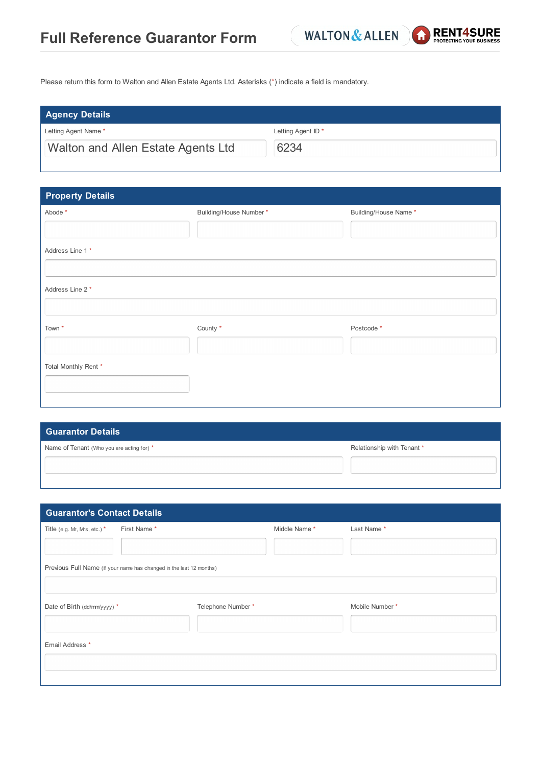# Full Reference Guarantor Form

WALTON & ALLEN

RENT4SURE PROTECTING YOUR BUSINESS

Please return this form to Walton and Allen Estate Agents Ltd. Asterisks (*) indicate a field is mandatory.

## Agency Details

| Letting Agent Name * | Letting Agent ID * |
| --- | --- |
| Walton and Allen Estate Agents Ltd | 6234 |

## Property Details

| Abode * | Building/House Number * | Building/House Name * |
| --- | --- | --- |
| | | |

Address Line 1 *

Address Line 2 *

| Town * | County * | Postcode * |
| --- | --- | --- |
| | | |

Total Monthly Rent *

## Guarantor Details

| Name of Tenant (Who you are acting for) * | Relationship with Tenant * |
| --- | --- |
| | |

## Guarantor's Contact Details

| Title (e.g. Mr, Mrs, etc.) * | First Name * | Middle Name * | Last Name * |
| --- | --- | --- | --- |
| | | | |

Previous Full Name (If your name has changed in the last 12 months)

| Date of Birth (dd/mm/yyyy) * | Telephone Number * | Mobile Number * |
| --- | --- | --- |
| | | |

Email Address *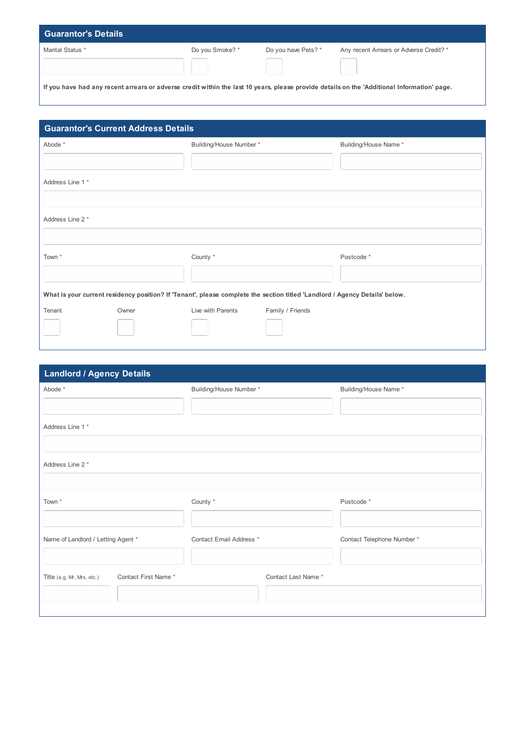## Guarantor's Details

Marital Status *

Do you Smoke? *

Do you have Pets? *

Any recent Arrears or Adverse Credit? *

**If you have had any recent arrears or adverse credit within the last 10 years, please provide details on the 'Additional Information' page.**

## Guarantor's Current Address Details

Abode *

Building/House Number *

Building/House Name *

Address Line 1 *

Address Line 2 *

Town *

County *

Postcode *

**What is your current residency position? If 'Tenant', please complete the section titled 'Landlord / Agency Details' below.**

Tenant

Owner

Live with Parents

Family / Friends

## Landlord / Agency Details

Abode *

Building/House Number *

Building/House Name *

Address Line 1 *

Address Line 2 *

Town *

County *

Postcode *

Name of Landlord / Letting Agent *

Contact Email Address *

Contact Telephone Number *

Title (e.g. Mr, Mrs, etc.)

Contact First Name *

Contact Last Name *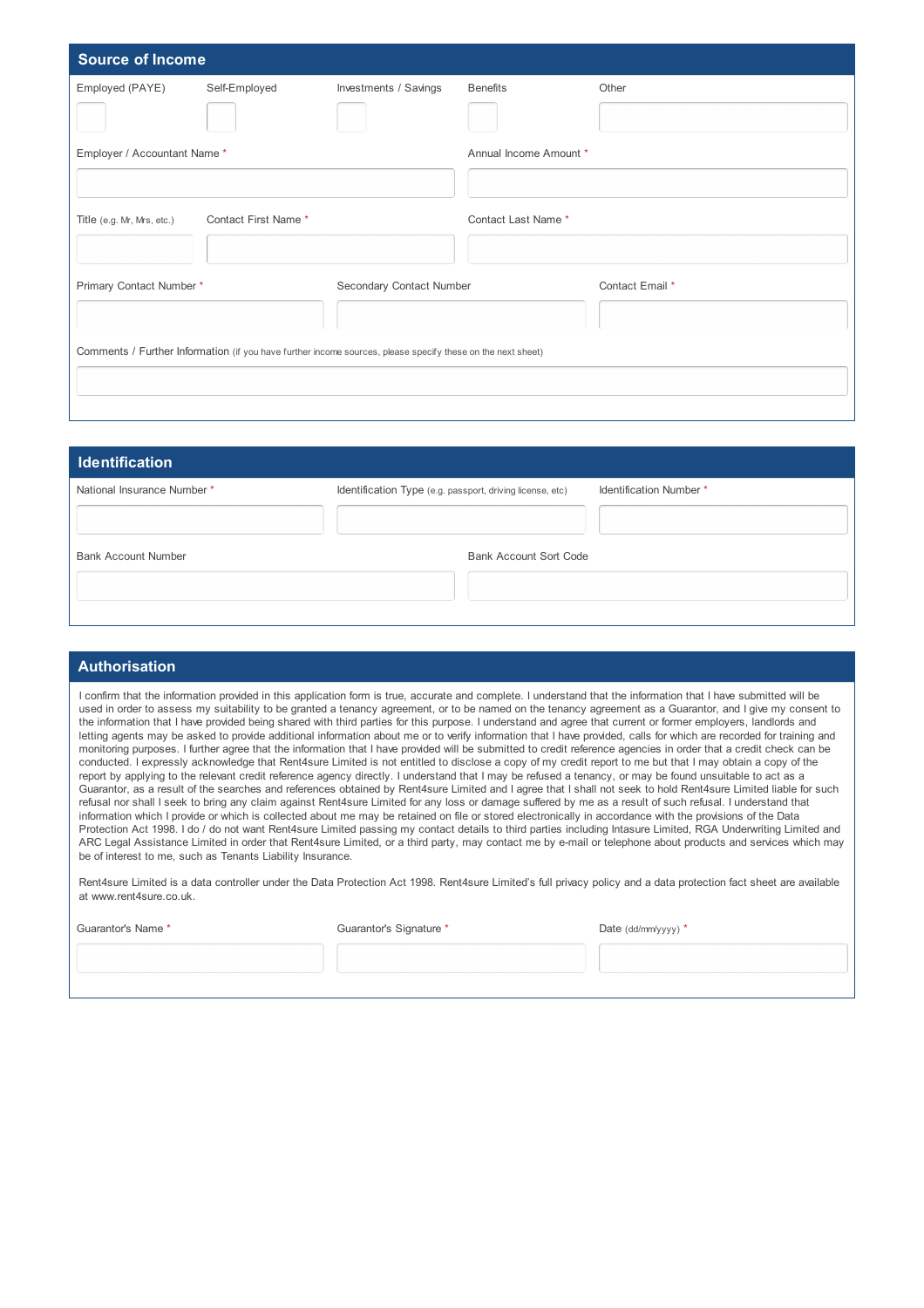## Source of Income

Employed (PAYE)

Self-Employed

Investments / Savings

Benefits

Other

Employer / Accountant Name *

Annual Income Amount *

Title (e.g. Mr, Mrs, etc.)

Contact First Name *

Contact Last Name *

Primary Contact Number *

Secondary Contact Number

Contact Email *

Comments / Further Information (if you have further income sources, please specify these on the next sheet)

## Identification

National Insurance Number *

Identification Type (e.g. passport, driving license, etc)

Identification Number *

Bank Account Number

Bank Account Sort Code

## Authorisation

I confirm that the information provided in this application form is true, accurate and complete. I understand that the information that I have submitted will be used in order to assess my suitability to be granted a tenancy agreement, or to be named on the tenancy agreement as a Guarantor, and I give my consent to the information that I have provided being shared with third parties for this purpose. I understand and agree that current or former employers, landlords and letting agents may be asked to provide additional information about me or to verify information that I have provided, calls for which are recorded for training and monitoring purposes. I further agree that the information that I have provided will be submitted to credit reference agencies in order that a credit check can be conducted. I expressly acknowledge that Rent4sure Limited is not entitled to disclose a copy of my credit report to me but that I may obtain a copy of the report by applying to the relevant credit reference agency directly. I understand that I may be refused a tenancy, or may be found unsuitable to act as a Guarantor, as a result of the searches and references obtained by Rent4sure Limited and I agree that I shall not seek to hold Rent4sure Limited liable for such refusal nor shall I seek to bring any claim against Rent4sure Limited for any loss or damage suffered by me as a result of such refusal. I understand that information which I provide or which is collected about me may be retained on file or stored electronically in accordance with the provisions of the Data Protection Act 1998. I do / do not want Rent4sure Limited passing my contact details to third parties including Intasure Limited, RGA Underwriting Limited and ARC Legal Assistance Limited in order that Rent4sure Limited, or a third party, may contact me by e-mail or telephone about products and services which may be of interest to me, such as Tenants Liability Insurance.

Rent4sure Limited is a data controller under the Data Protection Act 1998. Rent4sure Limited's full privacy policy and a data protection fact sheet are available at www.rent4sure.co.uk.

Guarantor's Name *

Guarantor's Signature *

Date (dd/mm/yyyy) *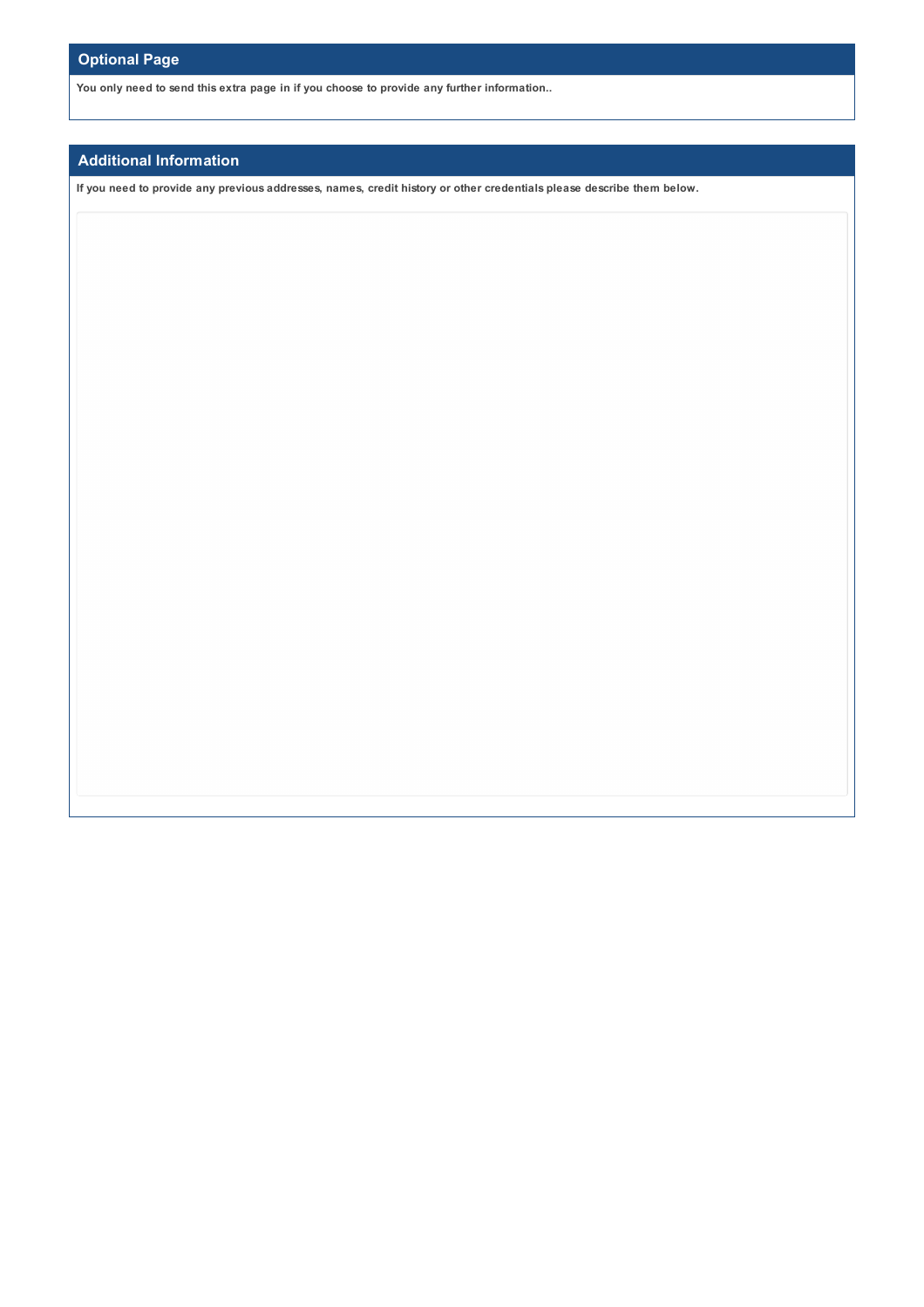## Optional Page

**You only need to send this extra page in if you choose to provide any further information..**

## Additional Information

**If you need to provide any previous addresses, names, credit history or other credentials please describe them below.**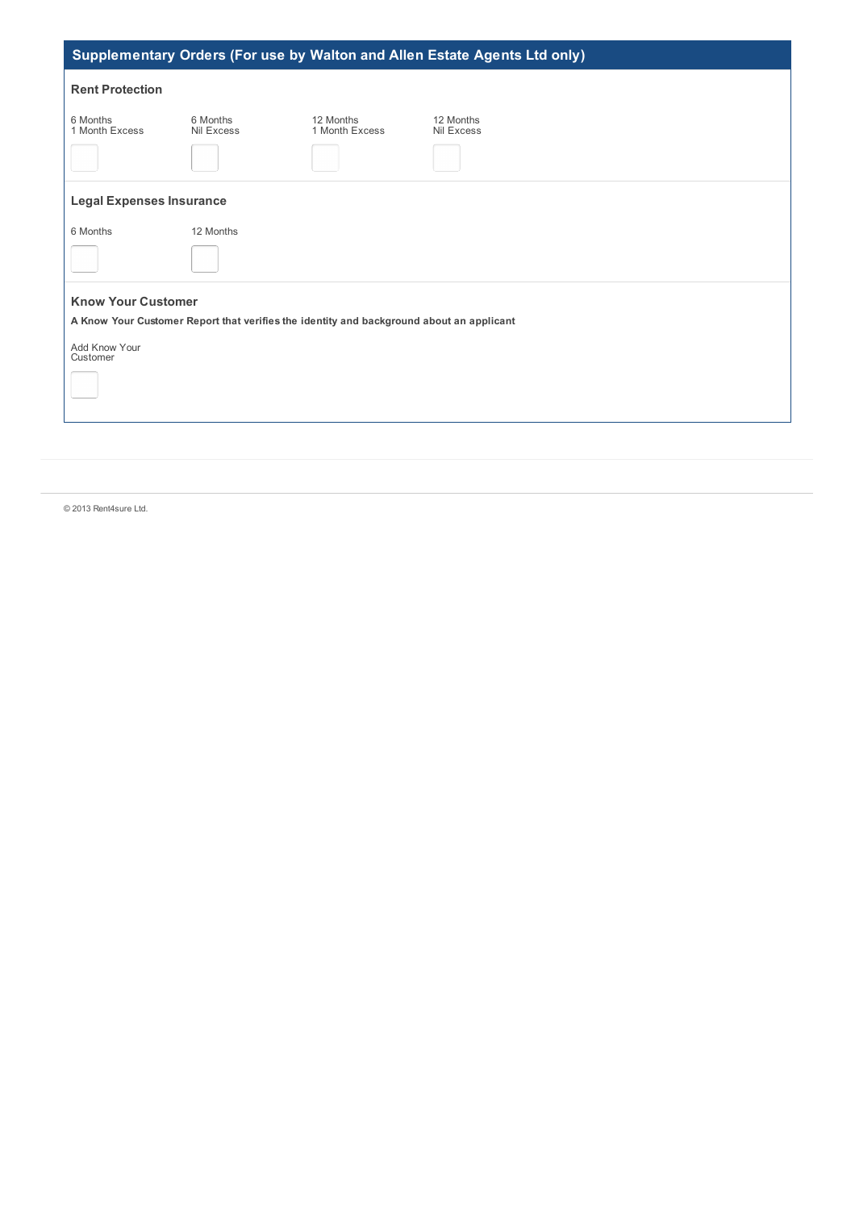## Supplementary Orders (For use by Walton and Allen Estate Agents Ltd only)

### Rent Protection

| 6 Months<br>1 Month Excess | 6 Months<br>Nil Excess | 12 Months<br>1 Month Excess | 12 Months<br>Nil Excess |
|---|---|---|---|
| ☐ | ☐ | ☐ | ☐ |

### Legal Expenses Insurance

| 6 Months | 12 Months |
|---|---|
| ☐ | ☐ |

### Know Your Customer

**A Know Your Customer Report that verifies the identity and background about an applicant**

Add Know Your Customer

☐

© 2013 Rent4sure Ltd.